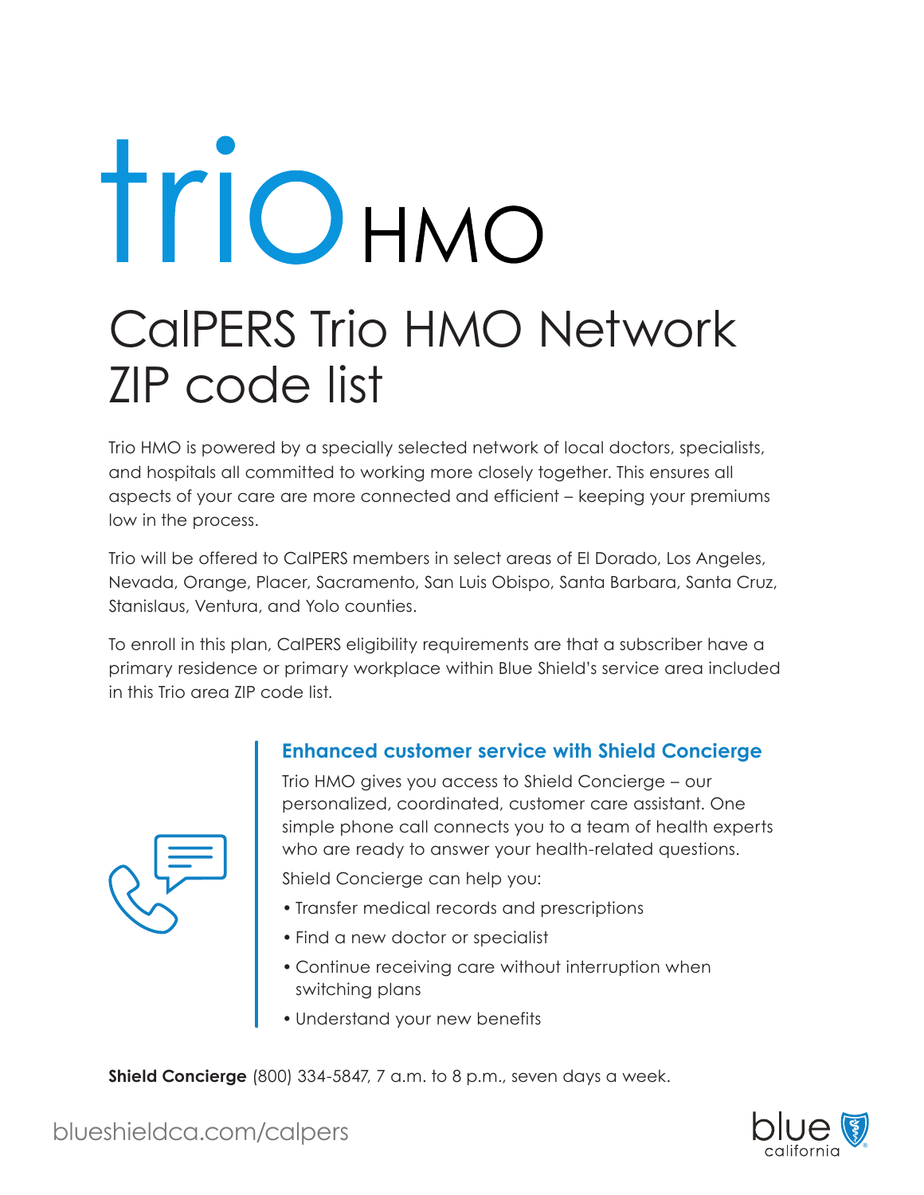# trio HMO

# CalPERS Trio HMO Network ZIP code list

Trio HMO is powered by a specially selected network of local doctors, specialists, and hospitals all committed to working more closely together. This ensures all aspects of your care are more connected and efficient – keeping your premiums low in the process.

Trio will be offered to CalPERS members in select areas of El Dorado, Los Angeles, Nevada, Orange, Placer, Sacramento, San Luis Obispo, Santa Barbara, Santa Cruz, Stanislaus, Ventura, and Yolo counties.

To enroll in this plan, CalPERS eligibility requirements are that a subscriber have a primary residence or primary workplace within Blue Shield's service area included in this Trio area ZIP code list.

## Enhanced customer service with Shield Concierge

Trio HMO gives you access to Shield Concierge – our personalized, coordinated, customer care assistant. One simple phone call connects you to a team of health experts who are ready to answer your health-related questions.

Shield Concierge can help you:

- Transfer medical records and prescriptions
- Find a new doctor or specialist
- Continue receiving care without interruption when switching plans
- Understand your new benefits

**Shield Concierge** (800) 334-5847, 7 a.m. to 8 p.m., seven days a week.

blueshieldca.com/calpers

blue california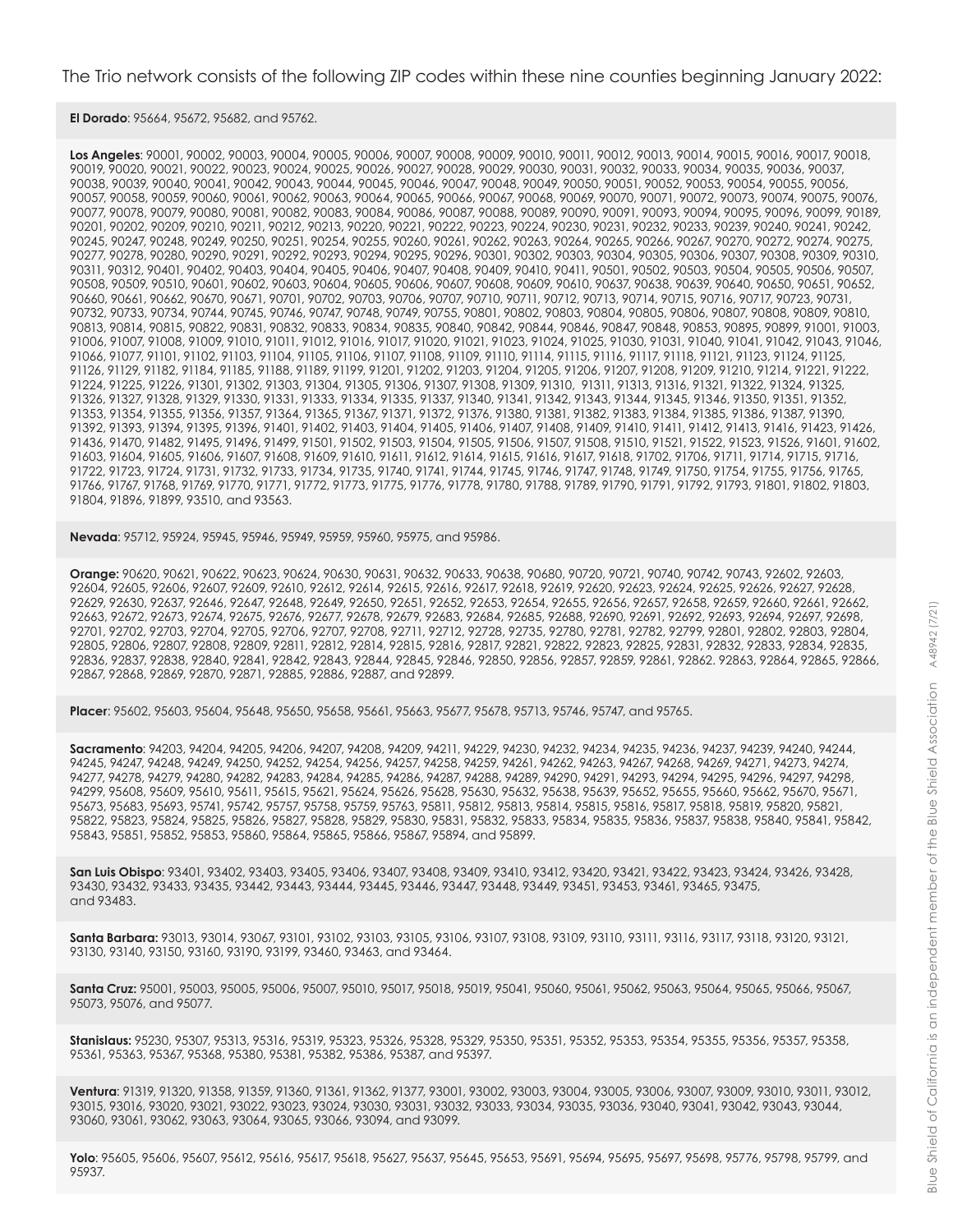The Trio network consists of the following ZIP codes within these nine counties beginning January 2022:

**El Dorado**: 95664, 95672, 95682, and 95762.

**Los Angeles**: 90001, 90002, 90003, 90004, 90005, 90006, 90007, 90008, 90009, 90010, 90011, 90012, 90013, 90014, 90015, 90016, 90017, 90018, 90019, 90020, 90021, 90022, 90023, 90024, 90025, 90026, 90027, 90028, 90029, 90030, 90031, 90032, 90033, 90034, 90035, 90036, 90037, 90038, 90039, 90040, 90041, 90042, 90043, 90044, 90045, 90046, 90047, 90048, 90049, 90050, 90051, 90052, 90053, 90054, 90055, 90056, 90057, 90058, 90059, 90060, 90061, 90062, 90063, 90064, 90065, 90066, 90067, 90068, 90069, 90070, 90071, 90072, 90073, 90074, 90075, 90076, 90077, 90078, 90079, 90080, 90081, 90082, 90083, 90084, 90086, 90087, 90088, 90089, 90090, 90091, 90093, 90094, 90095, 90096, 90099, 90189, 90201, 90202, 90209, 90210, 90211, 90212, 90213, 90220, 90221, 90222, 90223, 90224, 90230, 90231, 90232, 90233, 90239, 90240, 90241, 90242, 90245, 90247, 90248, 90249, 90250, 90251, 90254, 90255, 90260, 90261, 90262, 90263, 90264, 90265, 90266, 90267, 90270, 90272, 90274, 90275, 90277, 90278, 90280, 90290, 90291, 90292, 90293, 90294, 90295, 90296, 90301, 90302, 90303, 90304, 90305, 90306, 90307, 90308, 90309, 90310, 90311, 90312, 90401, 90402, 90403, 90404, 90405, 90406, 90407, 90408, 90409, 90410, 90411, 90501, 90502, 90503, 90504, 90505, 90506, 90507, 90508, 90509, 90510, 90601, 90602, 90603, 90604, 90605, 90606, 90607, 90608, 90609, 90610, 90637, 90638, 90639, 90640, 90650, 90651, 90652, 90660, 90661, 90662, 90670, 90671, 90701, 90702, 90703, 90706, 90707, 90710, 90711, 90712, 90713, 90714, 90715, 90716, 90717, 90723, 90731, 90732, 90733, 90734, 90744, 90745, 90746, 90747, 90748, 90749, 90755, 90801, 90802, 90803, 90804, 90805, 90806, 90807, 90808, 90809, 90810, 90813, 90814, 90815, 90822, 90831, 90832, 90833, 90834, 90835, 90840, 90842, 90844, 90846, 90847, 90848, 90853, 90895, 90899, 91001, 91003, 91006, 91007, 91008, 91009, 91010, 91011, 91012, 91016, 91017, 91020, 91021, 91023, 91024, 91025, 91030, 91031, 91040, 91041, 91042, 91043, 91046, 91066, 91077, 91101, 91102, 91103, 91104, 91105, 91106, 91107, 91108, 91109, 91110, 91114, 91115, 91116, 91117, 91118, 91121, 91123, 91124, 91125, 91126, 91129, 91182, 91184, 91185, 91188, 91189, 91199, 91201, 91202, 91203, 91204, 91205, 91206, 91207, 91208, 91209, 91210, 91214, 91221, 91222, 91224, 91225, 91226, 91301, 91302, 91303, 91304, 91305, 91306, 91307, 91308, 91309, 91310,  91311, 91313, 91316, 91321, 91322, 91324, 91325, 91326, 91327, 91328, 91329, 91330, 91331, 91333, 91334, 91335, 91337, 91340, 91341, 91342, 91343, 91344, 91345, 91346, 91350, 91351, 91352, 91353, 91354, 91355, 91356, 91357, 91364, 91365, 91367, 91371, 91372, 91376, 91380, 91381, 91382, 91383, 91384, 91385, 91386, 91387, 91390, 91392, 91393, 91394, 91395, 91396, 91401, 91402, 91403, 91404, 91405, 91406, 91407, 91408, 91409, 91410, 91411, 91412, 91413, 91416, 91423, 91426, 91436, 91470, 91482, 91495, 91496, 91499, 91501, 91502, 91503, 91504, 91505, 91506, 91507, 91508, 91510, 91521, 91522, 91523, 91526, 91601, 91602, 91603, 91604, 91605, 91606, 91607, 91608, 91609, 91610, 91611, 91612, 91614, 91615, 91616, 91617, 91618, 91702, 91706, 91711, 91714, 91715, 91716, 91722, 91723, 91724, 91731, 91732, 91733, 91734, 91735, 91740, 91741, 91744, 91745, 91746, 91747, 91748, 91749, 91750, 91754, 91755, 91756, 91765, 91766, 91767, 91768, 91769, 91770, 91771, 91772, 91773, 91775, 91776, 91778, 91780, 91788, 91789, 91790, 91791, 91792, 91793, 91801, 91802, 91803, 91804, 91896, 91899, 93510, and 93563.

**Nevada**: 95712, 95924, 95945, 95946, 95949, 95959, 95960, 95975, and 95986.

**Orange:** 90620, 90621, 90622, 90623, 90624, 90630, 90631, 90632, 90633, 90638, 90680, 90720, 90721, 90740, 90742, 90743, 92602, 92603, 92604, 92605, 92606, 92607, 92609, 92610, 92612, 92614, 92615, 92616, 92617, 92618, 92619, 92620, 92623, 92624, 92625, 92626, 92627, 92628, 92629, 92630, 92637, 92646, 92647, 92648, 92649, 92650, 92651, 92652, 92653, 92654, 92655, 92656, 92657, 92658, 92659, 92660, 92661, 92662, 92663, 92672, 92673, 92674, 92675, 92676, 92677, 92678, 92679, 92683, 92684, 92685, 92688, 92690, 92691, 92692, 92693, 92694, 92697, 92698, 92701, 92702, 92703, 92704, 92705, 92706, 92707, 92708, 92711, 92712, 92728, 92735, 92780, 92781, 92782, 92799, 92801, 92802, 92803, 92804, 92805, 92806, 92807, 92808, 92809, 92811, 92812, 92814, 92815, 92816, 92817, 92821, 92822, 92823, 92825, 92831, 92832, 92833, 92834, 92835, 92836, 92837, 92838, 92840, 92841, 92842, 92843, 92844, 92845, 92846, 92850, 92856, 92857, 92859, 92861, 92862. 92863, 92864, 92865, 92866, 92867, 92868, 92869, 92870, 92871, 92885, 92886, 92887, and 92899.

**Placer**: 95602, 95603, 95604, 95648, 95650, 95658, 95661, 95663, 95677, 95678, 95713, 95746, 95747, and 95765.

**Sacramento**: 94203, 94204, 94205, 94206, 94207, 94208, 94209, 94211, 94229, 94230, 94232, 94234, 94235, 94236, 94237, 94239, 94240, 94244, 94245, 94247, 94248, 94249, 94250, 94252, 94254, 94256, 94257, 94258, 94259, 94261, 94262, 94263, 94267, 94268, 94269, 94271, 94273, 94274, 94277, 94278, 94279, 94280, 94282, 94283, 94284, 94285, 94286, 94287, 94288, 94289, 94290, 94291, 94293, 94294, 94295, 94296, 94297, 94298, 94299, 95608, 95609, 95610, 95611, 95615, 95621, 95624, 95626, 95628, 95630, 95632, 95638, 95639, 95652, 95655, 95660, 95662, 95670, 95671, 95673, 95683, 95693, 95741, 95742, 95757, 95758, 95759, 95763, 95811, 95812, 95813, 95814, 95815, 95816, 95817, 95818, 95819, 95820, 95821, 95822, 95823, 95824, 95825, 95826, 95827, 95828, 95829, 95830, 95831, 95832, 95833, 95834, 95835, 95836, 95837, 95838, 95840, 95841, 95842, 95843, 95851, 95852, 95853, 95860, 95864, 95865, 95866, 95867, 95894, and 95899.

**San Luis Obispo**: 93401, 93402, 93403, 93405, 93406, 93407, 93408, 93409, 93410, 93412, 93420, 93421, 93422, 93423, 93424, 93426, 93428, 93430, 93432, 93433, 93435, 93442, 93443, 93444, 93445, 93446, 93447, 93448, 93449, 93451, 93453, 93461, 93465, 93475, and 93483.

**Santa Barbara:** 93013, 93014, 93067, 93101, 93102, 93103, 93105, 93106, 93107, 93108, 93109, 93110, 93111, 93116, 93117, 93118, 93120, 93121, 93130, 93140, 93150, 93160, 93190, 93199, 93460, 93463, and 93464.

**Santa Cruz:** 95001, 95003, 95005, 95006, 95007, 95010, 95017, 95018, 95019, 95041, 95060, 95061, 95062, 95063, 95064, 95065, 95066, 95067, 95073, 95076, and 95077.

**Stanislaus:** 95230, 95307, 95313, 95316, 95319, 95323, 95326, 95328, 95329, 95350, 95351, 95352, 95353, 95354, 95355, 95356, 95357, 95358, 95361, 95363, 95367, 95368, 95380, 95381, 95382, 95386, 95387, and 95397.

**Ventura**: 91319, 91320, 91358, 91359, 91360, 91361, 91362, 91377, 93001, 93002, 93003, 93004, 93005, 93006, 93007, 93009, 93010, 93011, 93012, 93015, 93016, 93020, 93021, 93022, 93023, 93024, 93030, 93031, 93032, 93033, 93034, 93035, 93036, 93040, 93041, 93042, 93043, 93044, 93060, 93061, 93062, 93063, 93064, 93065, 93066, 93094, and 93099.

**Yolo**: 95605, 95606, 95607, 95612, 95616, 95617, 95618, 95627, 95637, 95645, 95653, 95691, 95694, 95695, 95697, 95698, 95776, 95798, 95799, and 95937.

Blue Shield of California is an independent member of the Blue Shield Association A48942 (7/21)